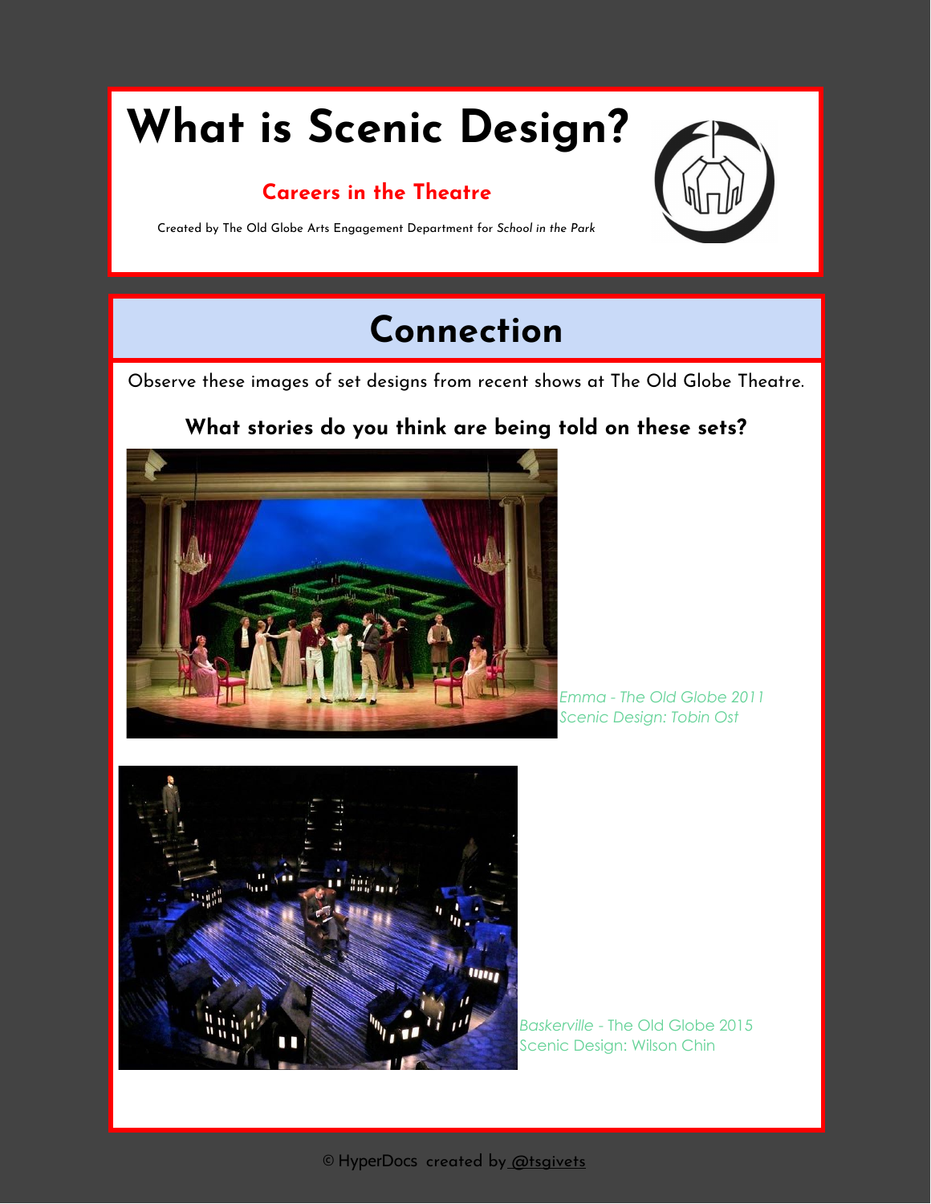# What is Scenic Design?

**Careers in the Theatre**

Created by The Old Globe Arts Engagement Department for *School in the Park*

## Connection

Observe these images of set designs from recent shows at The Old Globe Theatre.

### What stories do you think are being told on these sets?

*Emma - The Old Globe 2011*
*Scenic Design: Tobin Ost*

*Baskerville* - The Old Globe 2015
Scenic Design: Wilson Chin

© HyperDocs created by @tsgivets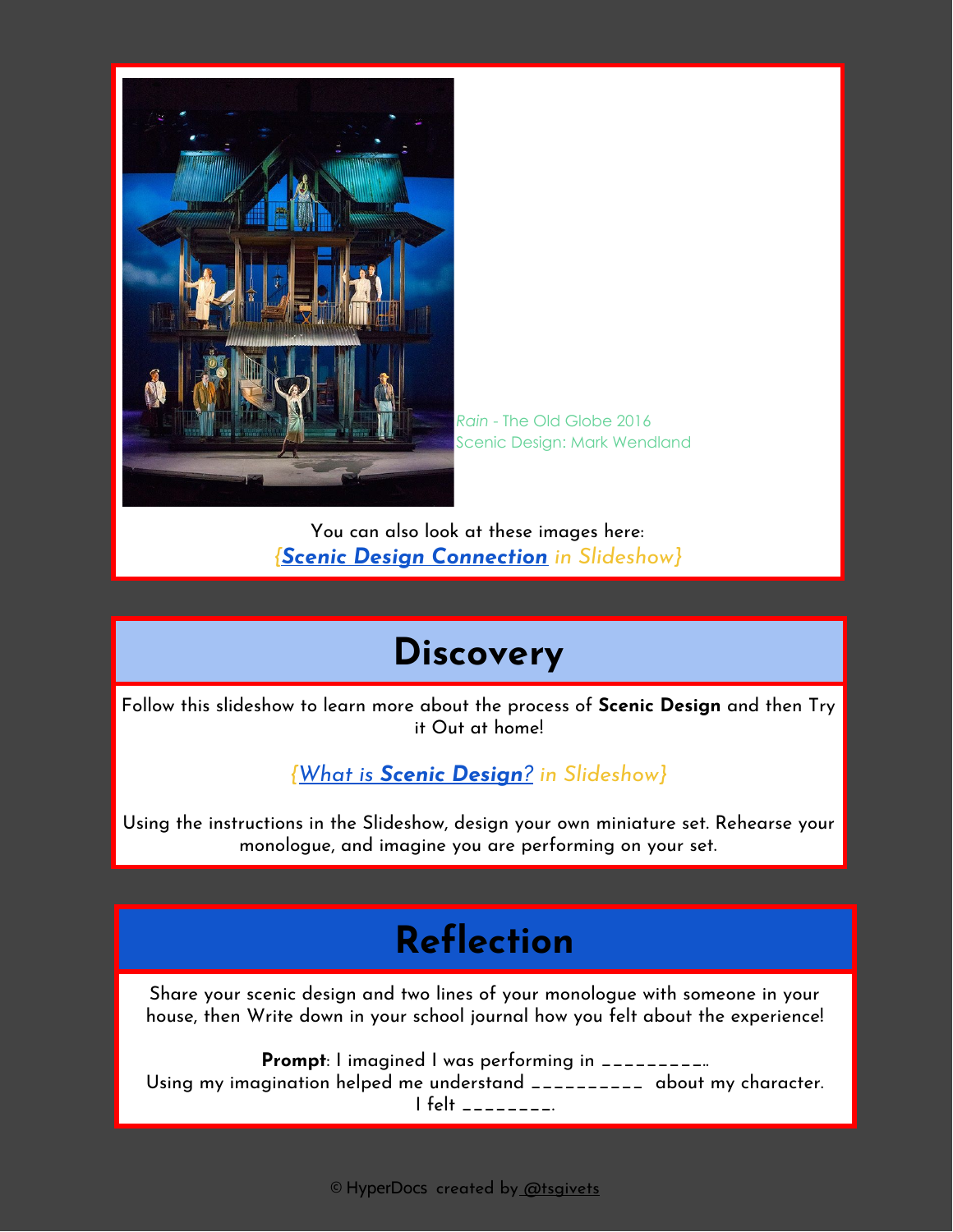*Rain* - The Old Globe 2016
Scenic Design: Mark Wendland

You can also look at these images here:
{**Scenic Design Connection** *in Slideshow*}

## Discovery

Follow this slideshow to learn more about the process of **Scenic Design** and then Try it Out at home!

*{What is **Scenic Design**? in Slideshow}*

Using the instructions in the Slideshow, design your own miniature set. Rehearse your monologue, and imagine you are performing on your set.

## Reflection

Share your scenic design and two lines of your monologue with someone in your house, then Write down in your school journal how you felt about the experience!

**Prompt**: I imagined I was performing in _________..
Using my imagination helped me understand _________ about my character.
I felt ________.

© HyperDocs created by @tsgivets